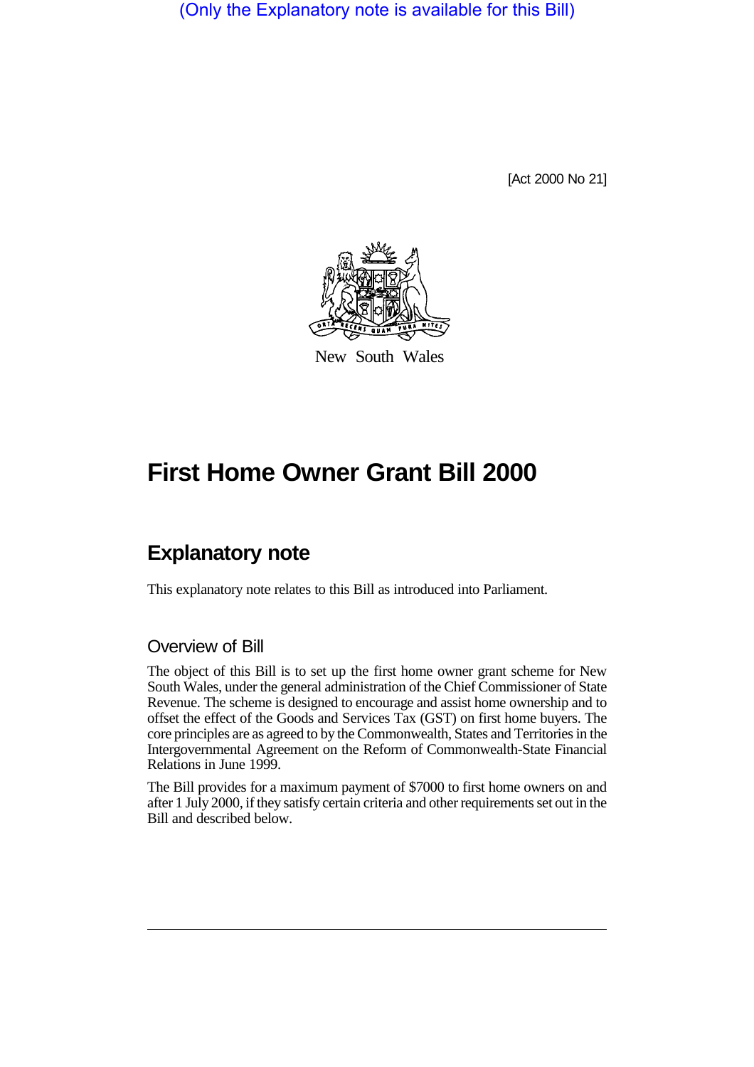(Only the Explanatory note is available for this Bill)

[Act 2000 No 21]

New South Wales

# First Home Owner Grant Bill 2000

## Explanatory note

This explanatory note relates to this Bill as introduced into Parliament.

### Overview of Bill

The object of this Bill is to set up the first home owner grant scheme for New South Wales, under the general administration of the Chief Commissioner of State Revenue. The scheme is designed to encourage and assist home ownership and to offset the effect of the Goods and Services Tax (GST) on first home buyers. The core principles are as agreed to by the Commonwealth, States and Territories in the Intergovernmental Agreement on the Reform of Commonwealth-State Financial Relations in June 1999.

The Bill provides for a maximum payment of $7000 to first home owners on and after 1 July 2000, if they satisfy certain criteria and other requirements set out in the Bill and described below.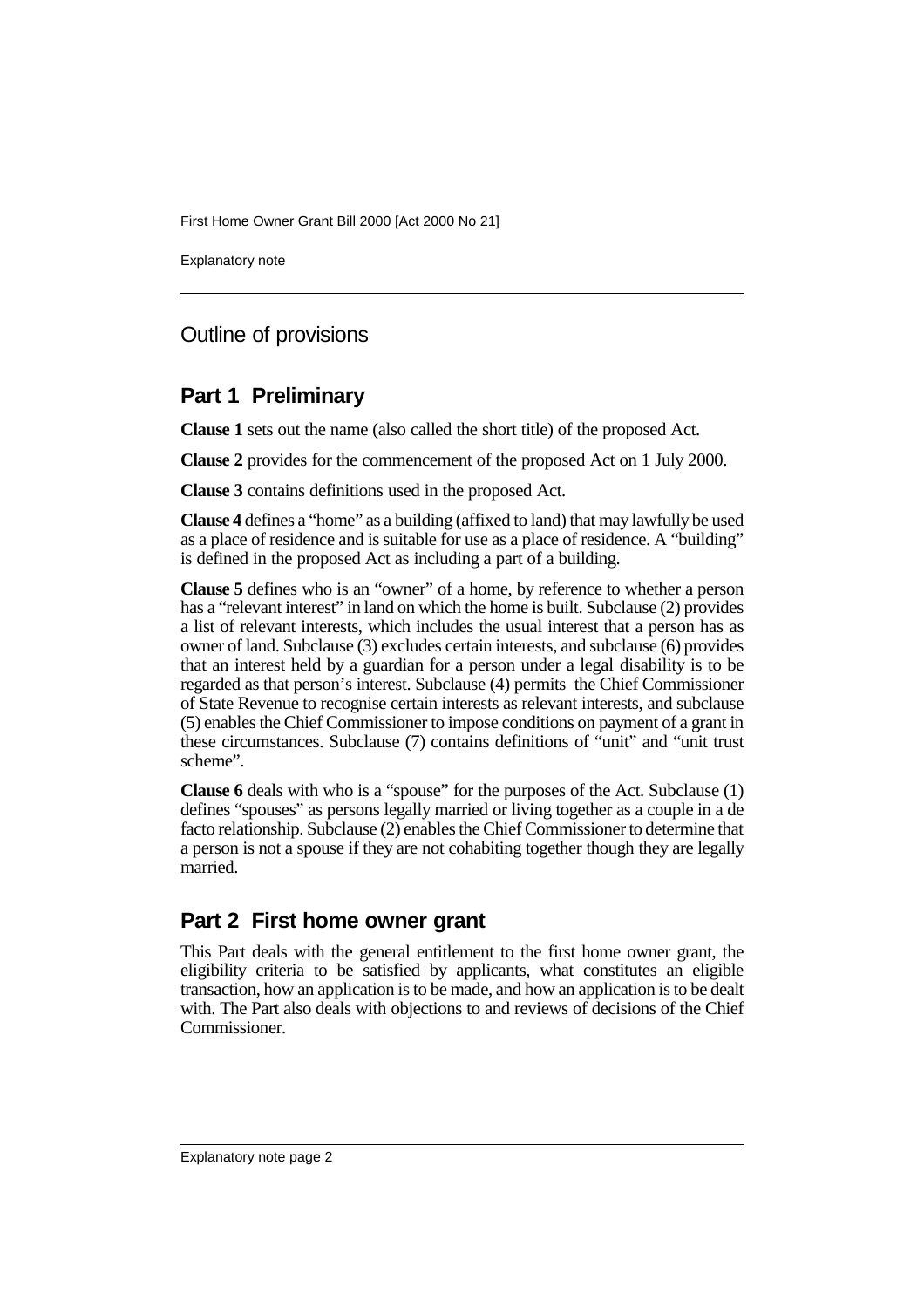## Outline of provisions

### Part 1 Preliminary

**Clause 1** sets out the name (also called the short title) of the proposed Act.

**Clause 2** provides for the commencement of the proposed Act on 1 July 2000.

**Clause 3** contains definitions used in the proposed Act.

**Clause 4** defines a "home" as a building (affixed to land) that may lawfully be used as a place of residence and is suitable for use as a place of residence. A "building" is defined in the proposed Act as including a part of a building.

**Clause 5** defines who is an "owner" of a home, by reference to whether a person has a "relevant interest" in land on which the home is built. Subclause (2) provides a list of relevant interests, which includes the usual interest that a person has as owner of land. Subclause (3) excludes certain interests, and subclause (6) provides that an interest held by a guardian for a person under a legal disability is to be regarded as that person's interest. Subclause (4) permits the Chief Commissioner of State Revenue to recognise certain interests as relevant interests, and subclause (5) enables the Chief Commissioner to impose conditions on payment of a grant in these circumstances. Subclause (7) contains definitions of "unit" and "unit trust scheme".

**Clause 6** deals with who is a "spouse" for the purposes of the Act. Subclause (1) defines "spouses" as persons legally married or living together as a couple in a de facto relationship. Subclause (2) enables the Chief Commissioner to determine that a person is not a spouse if they are not cohabiting together though they are legally married.

### Part 2 First home owner grant

This Part deals with the general entitlement to the first home owner grant, the eligibility criteria to be satisfied by applicants, what constitutes an eligible transaction, how an application is to be made, and how an application is to be dealt with. The Part also deals with objections to and reviews of decisions of the Chief Commissioner.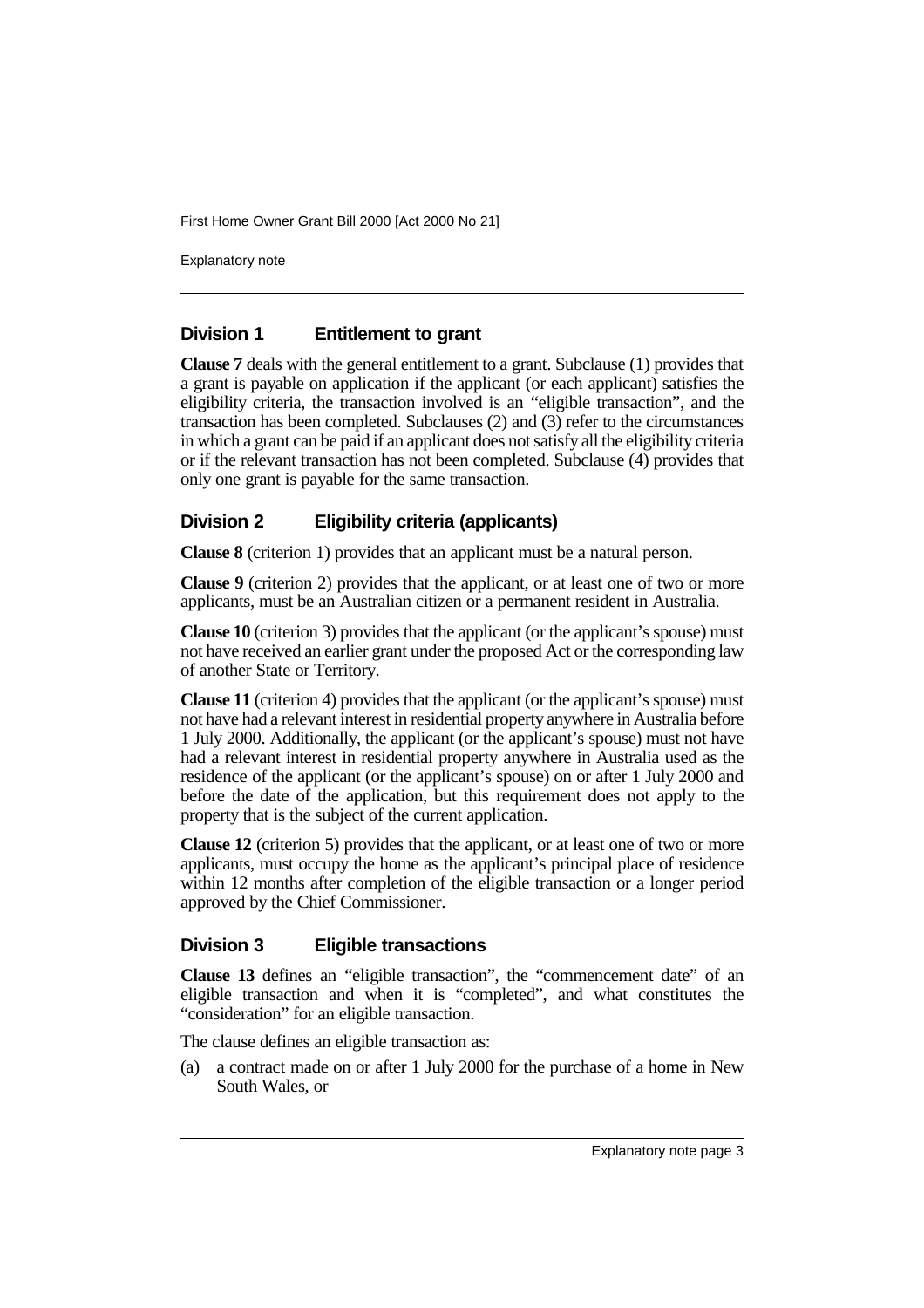## Division 1 Entitlement to grant

**Clause 7** deals with the general entitlement to a grant. Subclause (1) provides that a grant is payable on application if the applicant (or each applicant) satisfies the eligibility criteria, the transaction involved is an "eligible transaction", and the transaction has been completed. Subclauses (2) and (3) refer to the circumstances in which a grant can be paid if an applicant does not satisfy all the eligibility criteria or if the relevant transaction has not been completed. Subclause (4) provides that only one grant is payable for the same transaction.

## Division 2 Eligibility criteria (applicants)

**Clause 8** (criterion 1) provides that an applicant must be a natural person.

**Clause 9** (criterion 2) provides that the applicant, or at least one of two or more applicants, must be an Australian citizen or a permanent resident in Australia.

**Clause 10** (criterion 3) provides that the applicant (or the applicant's spouse) must not have received an earlier grant under the proposed Act or the corresponding law of another State or Territory.

**Clause 11** (criterion 4) provides that the applicant (or the applicant's spouse) must not have had a relevant interest in residential property anywhere in Australia before 1 July 2000. Additionally, the applicant (or the applicant's spouse) must not have had a relevant interest in residential property anywhere in Australia used as the residence of the applicant (or the applicant's spouse) on or after 1 July 2000 and before the date of the application, but this requirement does not apply to the property that is the subject of the current application.

**Clause 12** (criterion 5) provides that the applicant, or at least one of two or more applicants, must occupy the home as the applicant's principal place of residence within 12 months after completion of the eligible transaction or a longer period approved by the Chief Commissioner.

## Division 3 Eligible transactions

**Clause 13** defines an "eligible transaction", the "commencement date" of an eligible transaction and when it is "completed", and what constitutes the "consideration" for an eligible transaction.

The clause defines an eligible transaction as:

(a) a contract made on or after 1 July 2000 for the purchase of a home in New South Wales, or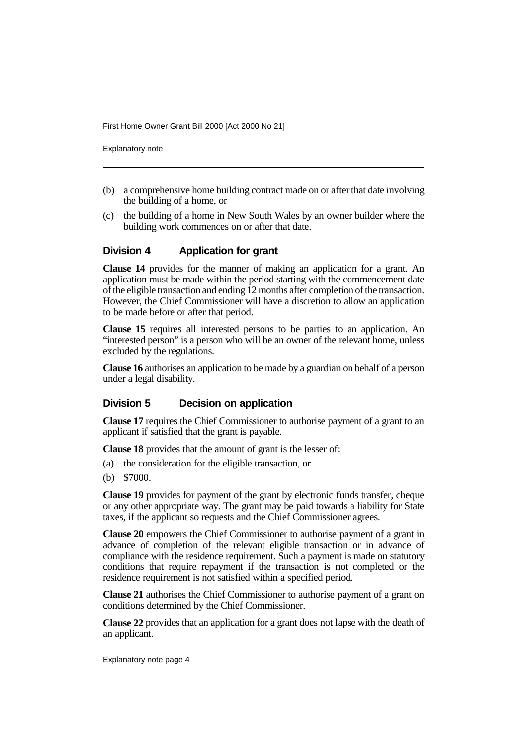(b) a comprehensive home building contract made on or after that date involving the building of a home, or

(c) the building of a home in New South Wales by an owner builder where the building work commences on or after that date.

### Division 4 Application for grant

**Clause 14** provides for the manner of making an application for a grant. An application must be made within the period starting with the commencement date of the eligible transaction and ending 12 months after completion of the transaction. However, the Chief Commissioner will have a discretion to allow an application to be made before or after that period.

**Clause 15** requires all interested persons to be parties to an application. An "interested person" is a person who will be an owner of the relevant home, unless excluded by the regulations.

**Clause 16** authorises an application to be made by a guardian on behalf of a person under a legal disability.

### Division 5 Decision on application

**Clause 17** requires the Chief Commissioner to authorise payment of a grant to an applicant if satisfied that the grant is payable.

**Clause 18** provides that the amount of grant is the lesser of:

(a) the consideration for the eligible transaction, or

(b) $7000.

**Clause 19** provides for payment of the grant by electronic funds transfer, cheque or any other appropriate way. The grant may be paid towards a liability for State taxes, if the applicant so requests and the Chief Commissioner agrees.

**Clause 20** empowers the Chief Commissioner to authorise payment of a grant in advance of completion of the relevant eligible transaction or in advance of compliance with the residence requirement. Such a payment is made on statutory conditions that require repayment if the transaction is not completed or the residence requirement is not satisfied within a specified period.

**Clause 21** authorises the Chief Commissioner to authorise payment of a grant on conditions determined by the Chief Commissioner.

**Clause 22** provides that an application for a grant does not lapse with the death of an applicant.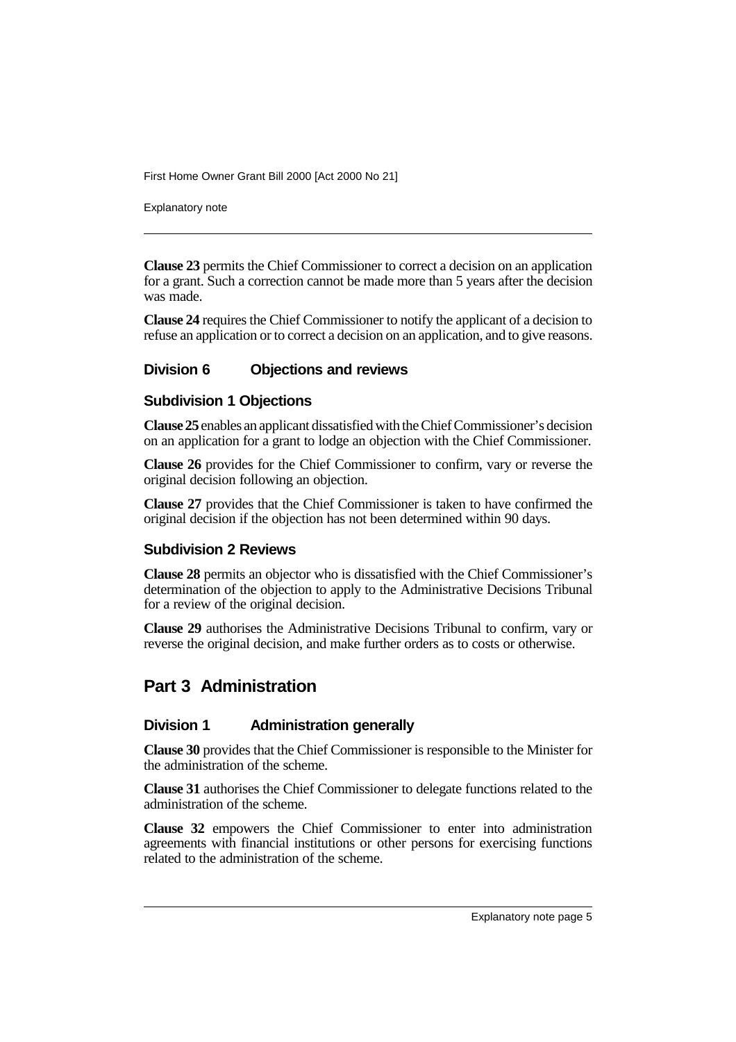**Clause 23** permits the Chief Commissioner to correct a decision on an application for a grant. Such a correction cannot be made more than 5 years after the decision was made.

**Clause 24** requires the Chief Commissioner to notify the applicant of a decision to refuse an application or to correct a decision on an application, and to give reasons.

### Division 6 Objections and reviews

#### Subdivision 1 Objections

**Clause 25** enables an applicant dissatisfied with the Chief Commissioner's decision on an application for a grant to lodge an objection with the Chief Commissioner.

**Clause 26** provides for the Chief Commissioner to confirm, vary or reverse the original decision following an objection.

**Clause 27** provides that the Chief Commissioner is taken to have confirmed the original decision if the objection has not been determined within 90 days.

#### Subdivision 2 Reviews

**Clause 28** permits an objector who is dissatisfied with the Chief Commissioner's determination of the objection to apply to the Administrative Decisions Tribunal for a review of the original decision.

**Clause 29** authorises the Administrative Decisions Tribunal to confirm, vary or reverse the original decision, and make further orders as to costs or otherwise.

## Part 3 Administration

### Division 1 Administration generally

**Clause 30** provides that the Chief Commissioner is responsible to the Minister for the administration of the scheme.

**Clause 31** authorises the Chief Commissioner to delegate functions related to the administration of the scheme.

**Clause 32** empowers the Chief Commissioner to enter into administration agreements with financial institutions or other persons for exercising functions related to the administration of the scheme.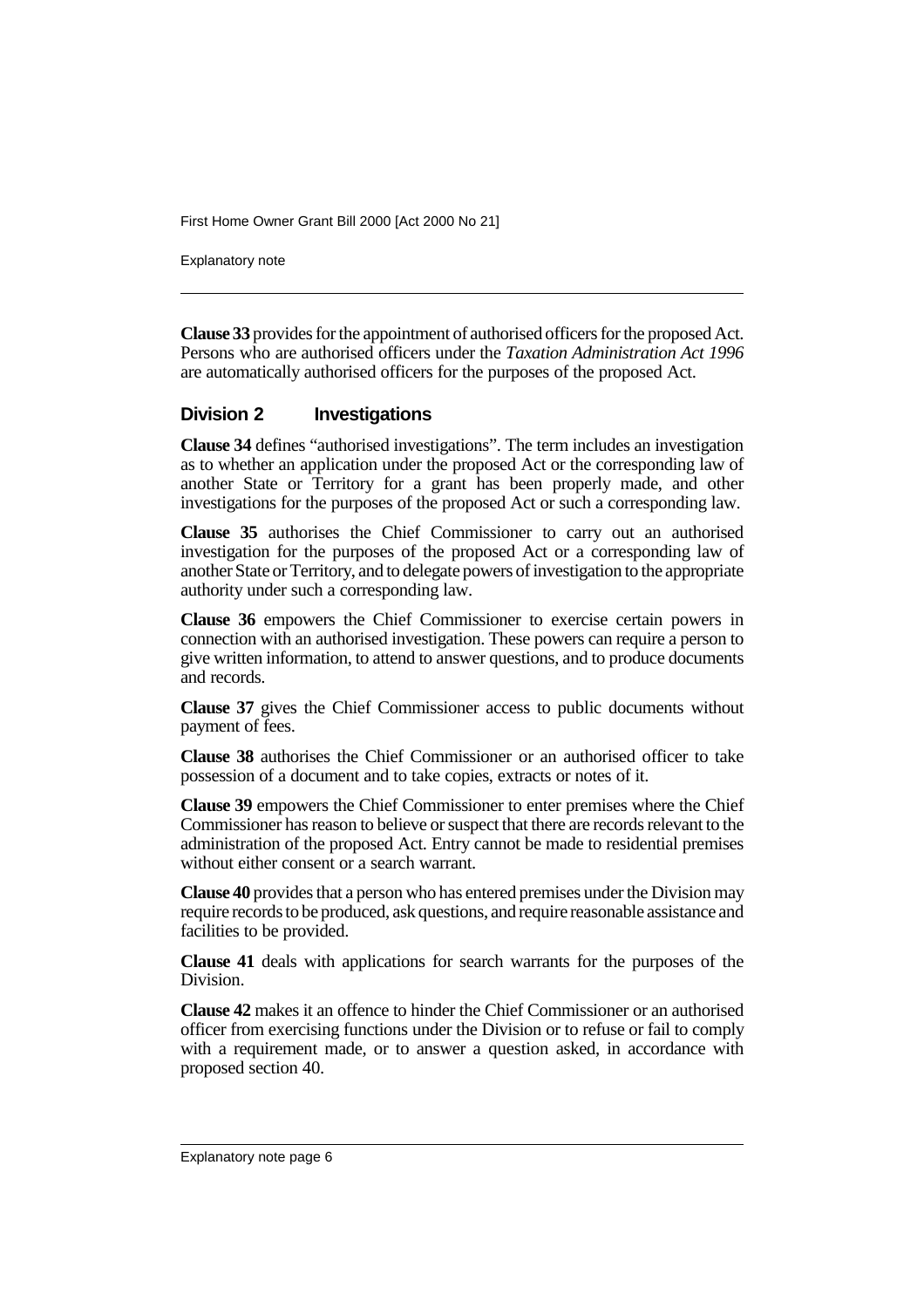**Clause 33** provides for the appointment of authorised officers for the proposed Act. Persons who are authorised officers under the *Taxation Administration Act 1996* are automatically authorised officers for the purposes of the proposed Act.

### Division 2 Investigations

**Clause 34** defines "authorised investigations". The term includes an investigation as to whether an application under the proposed Act or the corresponding law of another State or Territory for a grant has been properly made, and other investigations for the purposes of the proposed Act or such a corresponding law.

**Clause 35** authorises the Chief Commissioner to carry out an authorised investigation for the purposes of the proposed Act or a corresponding law of another State or Territory, and to delegate powers of investigation to the appropriate authority under such a corresponding law.

**Clause 36** empowers the Chief Commissioner to exercise certain powers in connection with an authorised investigation. These powers can require a person to give written information, to attend to answer questions, and to produce documents and records.

**Clause 37** gives the Chief Commissioner access to public documents without payment of fees.

**Clause 38** authorises the Chief Commissioner or an authorised officer to take possession of a document and to take copies, extracts or notes of it.

**Clause 39** empowers the Chief Commissioner to enter premises where the Chief Commissioner has reason to believe or suspect that there are records relevant to the administration of the proposed Act. Entry cannot be made to residential premises without either consent or a search warrant.

**Clause 40** provides that a person who has entered premises under the Division may require records to be produced, ask questions, and require reasonable assistance and facilities to be provided.

**Clause 41** deals with applications for search warrants for the purposes of the Division.

**Clause 42** makes it an offence to hinder the Chief Commissioner or an authorised officer from exercising functions under the Division or to refuse or fail to comply with a requirement made, or to answer a question asked, in accordance with proposed section 40.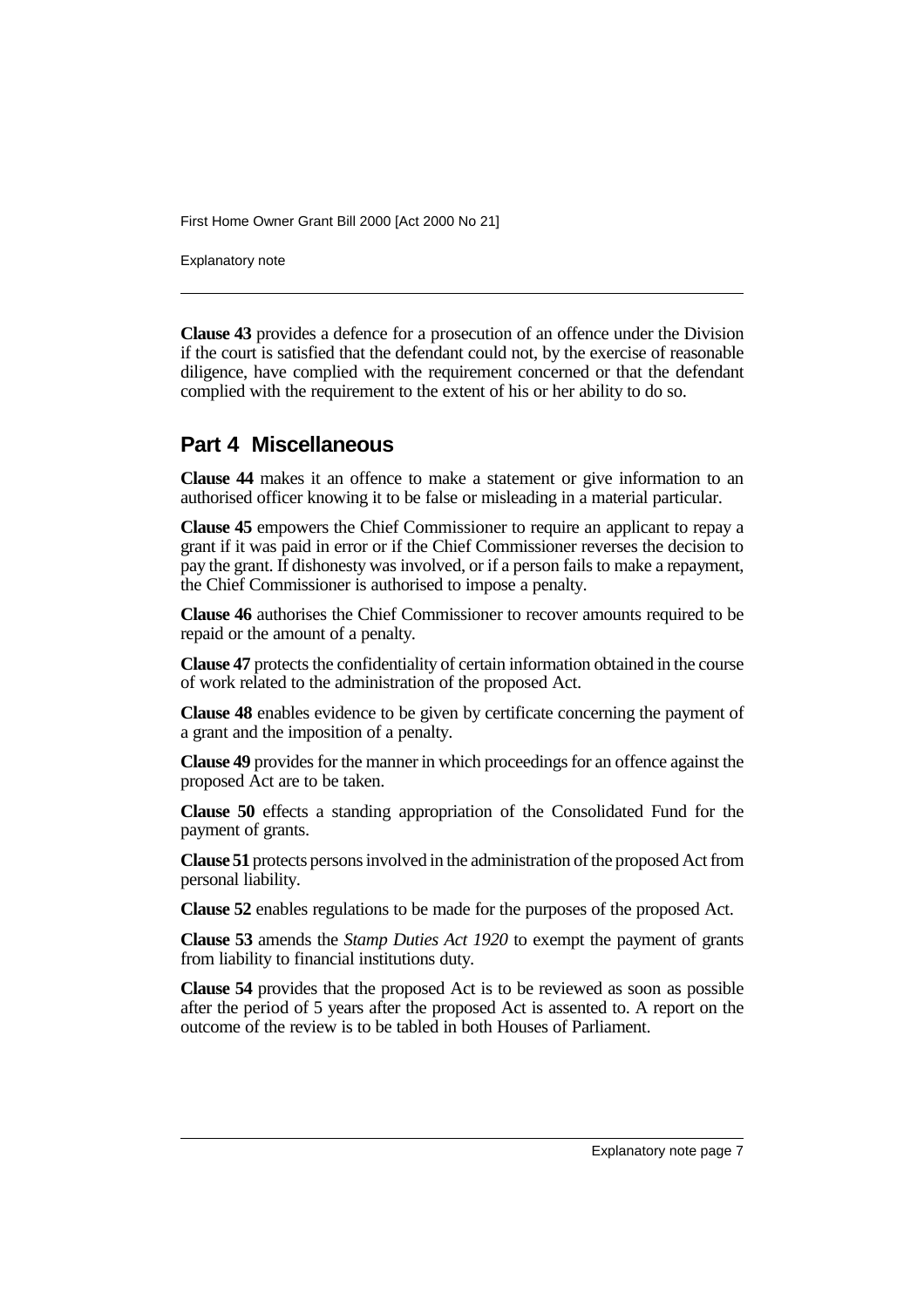**Clause 43** provides a defence for a prosecution of an offence under the Division if the court is satisfied that the defendant could not, by the exercise of reasonable diligence, have complied with the requirement concerned or that the defendant complied with the requirement to the extent of his or her ability to do so.

## Part 4 Miscellaneous

**Clause 44** makes it an offence to make a statement or give information to an authorised officer knowing it to be false or misleading in a material particular.

**Clause 45** empowers the Chief Commissioner to require an applicant to repay a grant if it was paid in error or if the Chief Commissioner reverses the decision to pay the grant. If dishonesty was involved, or if a person fails to make a repayment, the Chief Commissioner is authorised to impose a penalty.

**Clause 46** authorises the Chief Commissioner to recover amounts required to be repaid or the amount of a penalty.

**Clause 47** protects the confidentiality of certain information obtained in the course of work related to the administration of the proposed Act.

**Clause 48** enables evidence to be given by certificate concerning the payment of a grant and the imposition of a penalty.

**Clause 49** provides for the manner in which proceedings for an offence against the proposed Act are to be taken.

**Clause 50** effects a standing appropriation of the Consolidated Fund for the payment of grants.

**Clause 51** protects persons involved in the administration of the proposed Act from personal liability.

**Clause 52** enables regulations to be made for the purposes of the proposed Act.

**Clause 53** amends the *Stamp Duties Act 1920* to exempt the payment of grants from liability to financial institutions duty.

**Clause 54** provides that the proposed Act is to be reviewed as soon as possible after the period of 5 years after the proposed Act is assented to. A report on the outcome of the review is to be tabled in both Houses of Parliament.